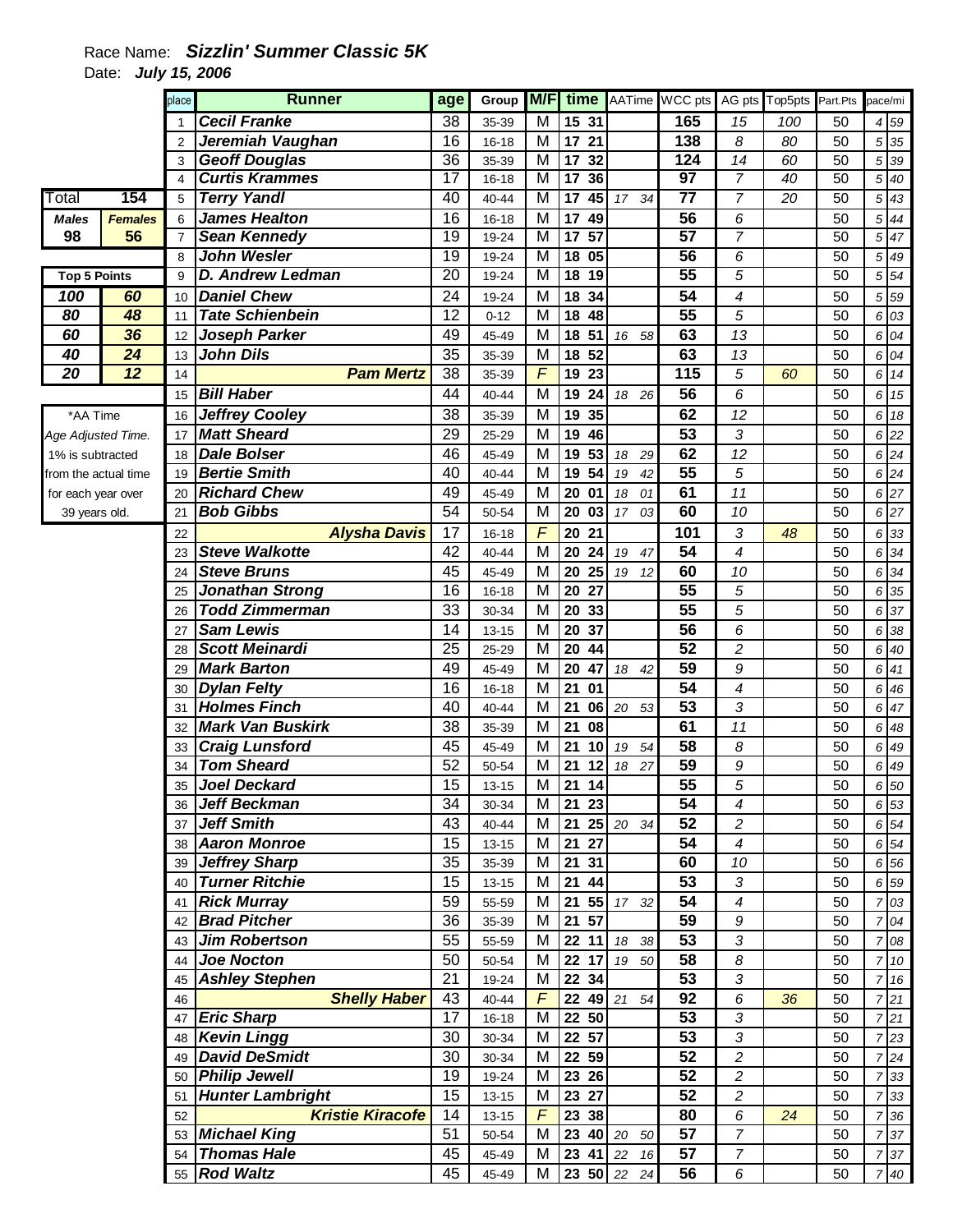Race Name: ***Sizzlin' Summer Classic 5K***

Date: ***July 15, 2006***

| Total | 154 |
|---|---|
| **Males** | **Females** |
| **98** | **56** |

| Top 5 Points | |
|---|---|
| 100 | 60 |
| 80 | 48 |
| 60 | 36 |
| 40 | 24 |
| 20 | 12 |

*AA Time
Age Adjusted Time.
1% is subtracted
from the actual time
for each year over
39 years old.

| place | Runner | age | Group | M/F | time | AATime | WCC pts | AG pts | Top5pts | Part.Pts | pace/mi |
|---|---|---|---|---|---|---|---|---|---|---|---|
| 1 | Cecil Franke | 38 | 35-39 | M | 15 31 | | 165 | 15 | 100 | 50 | 4 59 |
| 2 | Jeremiah Vaughan | 16 | 16-18 | M | 17 21 | | 138 | 8 | 80 | 50 | 5 35 |
| 3 | Geoff Douglas | 36 | 35-39 | M | 17 32 | | 124 | 14 | 60 | 50 | 5 39 |
| 4 | Curtis Krammes | 17 | 16-18 | M | 17 36 | | 97 | 7 | 40 | 50 | 5 40 |
| 5 | Terry Yandl | 40 | 40-44 | M | 17 45 | 17 34 | 77 | 7 | 20 | 50 | 5 43 |
| 6 | James Healton | 16 | 16-18 | M | 17 49 | | 56 | 6 | | 50 | 5 44 |
| 7 | Sean Kennedy | 19 | 19-24 | M | 17 57 | | 57 | 7 | | 50 | 5 47 |
| 8 | John Wesler | 19 | 19-24 | M | 18 05 | | 56 | 6 | | 50 | 5 49 |
| 9 | D. Andrew Ledman | 20 | 19-24 | M | 18 19 | | 55 | 5 | | 50 | 5 54 |
| 10 | Daniel Chew | 24 | 19-24 | M | 18 34 | | 54 | 4 | | 50 | 5 59 |
| 11 | Tate Schienbein | 12 | 0-12 | M | 18 48 | | 55 | 5 | | 50 | 6 03 |
| 12 | Joseph Parker | 49 | 45-49 | M | 18 51 | 16 58 | 63 | 13 | | 50 | 6 04 |
| 13 | John Dils | 35 | 35-39 | M | 18 52 | | 63 | 13 | | 50 | 6 04 |
| 14 | Pam Mertz | 38 | 35-39 | F | 19 23 | | 115 | 5 | 60 | 50 | 6 14 |
| 15 | Bill Haber | 44 | 40-44 | M | 19 24 | 18 26 | 56 | 6 | | 50 | 6 15 |
| 16 | Jeffrey Cooley | 38 | 35-39 | M | 19 35 | | 62 | 12 | | 50 | 6 18 |
| 17 | Matt Sheard | 29 | 25-29 | M | 19 46 | | 53 | 3 | | 50 | 6 22 |
| 18 | Dale Bolser | 46 | 45-49 | M | 19 53 | 18 29 | 62 | 12 | | 50 | 6 24 |
| 19 | Bertie Smith | 40 | 40-44 | M | 19 54 | 19 42 | 55 | 5 | | 50 | 6 24 |
| 20 | Richard Chew | 49 | 45-49 | M | 20 01 | 18 01 | 61 | 11 | | 50 | 6 27 |
| 21 | Bob Gibbs | 54 | 50-54 | M | 20 03 | 17 03 | 60 | 10 | | 50 | 6 27 |
| 22 | Alysha Davis | 17 | 16-18 | F | 20 21 | | 101 | 3 | 48 | 50 | 6 33 |
| 23 | Steve Walkotte | 42 | 40-44 | M | 20 24 | 19 47 | 54 | 4 | | 50 | 6 34 |
| 24 | Steve Bruns | 45 | 45-49 | M | 20 25 | 19 12 | 60 | 10 | | 50 | 6 34 |
| 25 | Jonathan Strong | 16 | 16-18 | M | 20 27 | | 55 | 5 | | 50 | 6 35 |
| 26 | Todd Zimmerman | 33 | 30-34 | M | 20 33 | | 55 | 5 | | 50 | 6 37 |
| 27 | Sam Lewis | 14 | 13-15 | M | 20 37 | | 56 | 6 | | 50 | 6 38 |
| 28 | Scott Meinardi | 25 | 25-29 | M | 20 44 | | 52 | 2 | | 50 | 6 40 |
| 29 | Mark Barton | 49 | 45-49 | M | 20 47 | 18 42 | 59 | 9 | | 50 | 6 41 |
| 30 | Dylan Felty | 16 | 16-18 | M | 21 01 | | 54 | 4 | | 50 | 6 46 |
| 31 | Holmes Finch | 40 | 40-44 | M | 21 06 | 20 53 | 53 | 3 | | 50 | 6 47 |
| 32 | Mark Van Buskirk | 38 | 35-39 | M | 21 08 | | 61 | 11 | | 50 | 6 48 |
| 33 | Craig Lunsford | 45 | 45-49 | M | 21 10 | 19 54 | 58 | 8 | | 50 | 6 49 |
| 34 | Tom Sheard | 52 | 50-54 | M | 21 12 | 18 27 | 59 | 9 | | 50 | 6 49 |
| 35 | Joel Deckard | 15 | 13-15 | M | 21 14 | | 55 | 5 | | 50 | 6 50 |
| 36 | Jeff Beckman | 34 | 30-34 | M | 21 23 | | 54 | 4 | | 50 | 6 53 |
| 37 | Jeff Smith | 43 | 40-44 | M | 21 25 | 20 34 | 52 | 2 | | 50 | 6 54 |
| 38 | Aaron Monroe | 15 | 13-15 | M | 21 27 | | 54 | 4 | | 50 | 6 54 |
| 39 | Jeffrey Sharp | 35 | 35-39 | M | 21 31 | | 60 | 10 | | 50 | 6 56 |
| 40 | Turner Ritchie | 15 | 13-15 | M | 21 44 | | 53 | 3 | | 50 | 6 59 |
| 41 | Rick Murray | 59 | 55-59 | M | 21 55 | 17 32 | 54 | 4 | | 50 | 7 03 |
| 42 | Brad Pitcher | 36 | 35-39 | M | 21 57 | | 59 | 9 | | 50 | 7 04 |
| 43 | Jim Robertson | 55 | 55-59 | M | 22 11 | 18 38 | 53 | 3 | | 50 | 7 08 |
| 44 | Joe Nocton | 50 | 50-54 | M | 22 17 | 19 50 | 58 | 8 | | 50 | 7 10 |
| 45 | Ashley Stephen | 21 | 19-24 | M | 22 34 | | 53 | 3 | | 50 | 7 16 |
| 46 | Shelly Haber | 43 | 40-44 | F | 22 49 | 21 54 | 92 | 6 | 36 | 50 | 7 21 |
| 47 | Eric Sharp | 17 | 16-18 | M | 22 50 | | 53 | 3 | | 50 | 7 21 |
| 48 | Kevin Lingg | 30 | 30-34 | M | 22 57 | | 53 | 3 | | 50 | 7 23 |
| 49 | David DeSmidt | 30 | 30-34 | M | 22 59 | | 52 | 2 | | 50 | 7 24 |
| 50 | Philip Jewell | 19 | 19-24 | M | 23 26 | | 52 | 2 | | 50 | 7 33 |
| 51 | Hunter Lambright | 15 | 13-15 | M | 23 27 | | 52 | 2 | | 50 | 7 33 |
| 52 | Kristie Kiracofe | 14 | 13-15 | F | 23 38 | | 80 | 6 | 24 | 50 | 7 36 |
| 53 | Michael King | 51 | 50-54 | M | 23 40 | 20 50 | 57 | 7 | | 50 | 7 37 |
| 54 | Thomas Hale | 45 | 45-49 | M | 23 41 | 22 16 | 57 | 7 | | 50 | 7 37 |
| 55 | Rod Waltz | 45 | 45-49 | M | 23 50 | 22 24 | 56 | 6 | | 50 | 7 40 |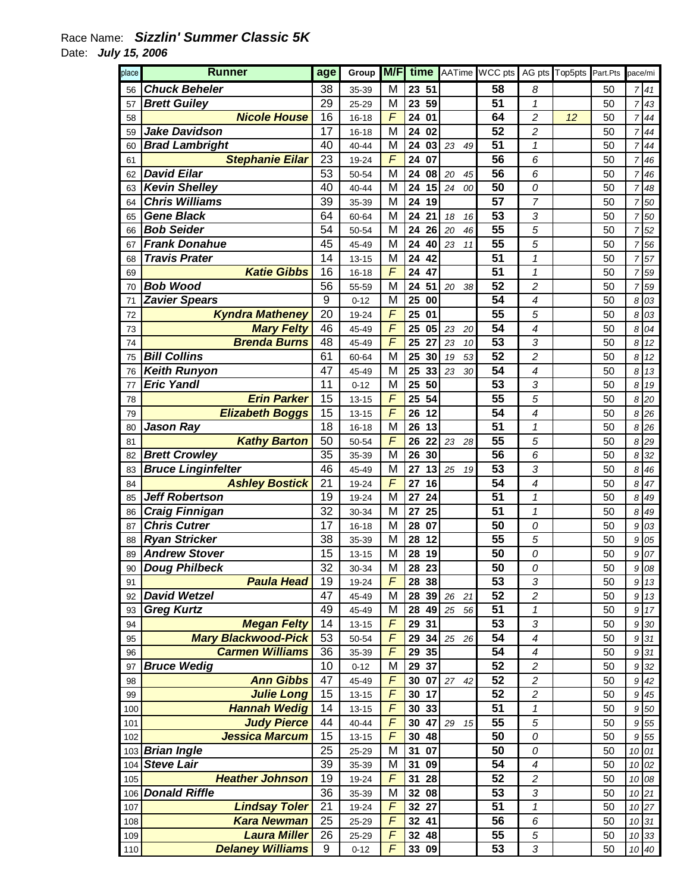Race Name: ***Sizzlin' Summer Classic 5K***

Date: ***July 15, 2006***

| place | Runner | age | Group | M/F | time | | AATime | | WCC pts | AG pts | Top5pts | Part.Pts | pace/mi | |
|---|---|---|---|---|---|---|---|---|---|---|---|---|---|---|
| 56 | Chuck Beheler | 38 | 35-39 | M | 23 | 51 | | | 58 | 8 | | 50 | 7 | 41 |
| 57 | Brett Guiley | 29 | 25-29 | M | 23 | 59 | | | 51 | 1 | | 50 | 7 | 43 |
| 58 | Nicole House | 16 | 16-18 | F | 24 | 01 | | | 64 | 2 | 12 | 50 | 7 | 44 |
| 59 | Jake Davidson | 17 | 16-18 | M | 24 | 02 | | | 52 | 2 | | 50 | 7 | 44 |
| 60 | Brad Lambright | 40 | 40-44 | M | 24 | 03 | 23 | 49 | 51 | 1 | | 50 | 7 | 44 |
| 61 | Stephanie Eilar | 23 | 19-24 | F | 24 | 07 | | | 56 | 6 | | 50 | 7 | 46 |
| 62 | David Eilar | 53 | 50-54 | M | 24 | 08 | 20 | 45 | 56 | 6 | | 50 | 7 | 46 |
| 63 | Kevin Shelley | 40 | 40-44 | M | 24 | 15 | 24 | 00 | 50 | 0 | | 50 | 7 | 48 |
| 64 | Chris Williams | 39 | 35-39 | M | 24 | 19 | | | 57 | 7 | | 50 | 7 | 50 |
| 65 | Gene Black | 64 | 60-64 | M | 24 | 21 | 18 | 16 | 53 | 3 | | 50 | 7 | 50 |
| 66 | Bob Seider | 54 | 50-54 | M | 24 | 26 | 20 | 46 | 55 | 5 | | 50 | 7 | 52 |
| 67 | Frank Donahue | 45 | 45-49 | M | 24 | 40 | 23 | 11 | 55 | 5 | | 50 | 7 | 56 |
| 68 | Travis Prater | 14 | 13-15 | M | 24 | 42 | | | 51 | 1 | | 50 | 7 | 57 |
| 69 | Katie Gibbs | 16 | 16-18 | F | 24 | 47 | | | 51 | 1 | | 50 | 7 | 59 |
| 70 | Bob Wood | 56 | 55-59 | M | 24 | 51 | 20 | 38 | 52 | 2 | | 50 | 7 | 59 |
| 71 | Zavier Spears | 9 | 0-12 | M | 25 | 00 | | | 54 | 4 | | 50 | 8 | 03 |
| 72 | Kyndra Matheney | 20 | 19-24 | F | 25 | 01 | | | 55 | 5 | | 50 | 8 | 03 |
| 73 | Mary Felty | 46 | 45-49 | F | 25 | 05 | 23 | 20 | 54 | 4 | | 50 | 8 | 04 |
| 74 | Brenda Burns | 48 | 45-49 | F | 25 | 27 | 23 | 10 | 53 | 3 | | 50 | 8 | 12 |
| 75 | Bill Collins | 61 | 60-64 | M | 25 | 30 | 19 | 53 | 52 | 2 | | 50 | 8 | 12 |
| 76 | Keith Runyon | 47 | 45-49 | M | 25 | 33 | 23 | 30 | 54 | 4 | | 50 | 8 | 13 |
| 77 | Eric Yandl | 11 | 0-12 | M | 25 | 50 | | | 53 | 3 | | 50 | 8 | 19 |
| 78 | Erin Parker | 15 | 13-15 | F | 25 | 54 | | | 55 | 5 | | 50 | 8 | 20 |
| 79 | Elizabeth Boggs | 15 | 13-15 | F | 26 | 12 | | | 54 | 4 | | 50 | 8 | 26 |
| 80 | Jason Ray | 18 | 16-18 | M | 26 | 13 | | | 51 | 1 | | 50 | 8 | 26 |
| 81 | Kathy Barton | 50 | 50-54 | F | 26 | 22 | 23 | 28 | 55 | 5 | | 50 | 8 | 29 |
| 82 | Brett Crowley | 35 | 35-39 | M | 26 | 30 | | | 56 | 6 | | 50 | 8 | 32 |
| 83 | Bruce Linginfelter | 46 | 45-49 | M | 27 | 13 | 25 | 19 | 53 | 3 | | 50 | 8 | 46 |
| 84 | Ashley Bostick | 21 | 19-24 | F | 27 | 16 | | | 54 | 4 | | 50 | 8 | 47 |
| 85 | Jeff Robertson | 19 | 19-24 | M | 27 | 24 | | | 51 | 1 | | 50 | 8 | 49 |
| 86 | Craig Finnigan | 32 | 30-34 | M | 27 | 25 | | | 51 | 1 | | 50 | 8 | 49 |
| 87 | Chris Cutrer | 17 | 16-18 | M | 28 | 07 | | | 50 | 0 | | 50 | 9 | 03 |
| 88 | Ryan Stricker | 38 | 35-39 | M | 28 | 12 | | | 55 | 5 | | 50 | 9 | 05 |
| 89 | Andrew Stover | 15 | 13-15 | M | 28 | 19 | | | 50 | 0 | | 50 | 9 | 07 |
| 90 | Doug Philbeck | 32 | 30-34 | M | 28 | 23 | | | 50 | 0 | | 50 | 9 | 08 |
| 91 | Paula Head | 19 | 19-24 | F | 28 | 38 | | | 53 | 3 | | 50 | 9 | 13 |
| 92 | David Wetzel | 47 | 45-49 | M | 28 | 39 | 26 | 21 | 52 | 2 | | 50 | 9 | 13 |
| 93 | Greg Kurtz | 49 | 45-49 | M | 28 | 49 | 25 | 56 | 51 | 1 | | 50 | 9 | 17 |
| 94 | Megan Felty | 14 | 13-15 | F | 29 | 31 | | | 53 | 3 | | 50 | 9 | 30 |
| 95 | Mary Blackwood-Pick | 53 | 50-54 | F | 29 | 34 | 25 | 26 | 54 | 4 | | 50 | 9 | 31 |
| 96 | Carmen Williams | 36 | 35-39 | F | 29 | 35 | | | 54 | 4 | | 50 | 9 | 31 |
| 97 | Bruce Wedig | 10 | 0-12 | M | 29 | 37 | | | 52 | 2 | | 50 | 9 | 32 |
| 98 | Ann Gibbs | 47 | 45-49 | F | 30 | 07 | 27 | 42 | 52 | 2 | | 50 | 9 | 42 |
| 99 | Julie Long | 15 | 13-15 | F | 30 | 17 | | | 52 | 2 | | 50 | 9 | 45 |
| 100 | Hannah Wedig | 14 | 13-15 | F | 30 | 33 | | | 51 | 1 | | 50 | 9 | 50 |
| 101 | Judy Pierce | 44 | 40-44 | F | 30 | 47 | 29 | 15 | 55 | 5 | | 50 | 9 | 55 |
| 102 | Jessica Marcum | 15 | 13-15 | F | 30 | 48 | | | 50 | 0 | | 50 | 9 | 55 |
| 103 | Brian Ingle | 25 | 25-29 | M | 31 | 07 | | | 50 | 0 | | 50 | 10 | 01 |
| 104 | Steve Lair | 39 | 35-39 | M | 31 | 09 | | | 54 | 4 | | 50 | 10 | 02 |
| 105 | Heather Johnson | 19 | 19-24 | F | 31 | 28 | | | 52 | 2 | | 50 | 10 | 08 |
| 106 | Donald Riffle | 36 | 35-39 | M | 32 | 08 | | | 53 | 3 | | 50 | 10 | 21 |
| 107 | Lindsay Toler | 21 | 19-24 | F | 32 | 27 | | | 51 | 1 | | 50 | 10 | 27 |
| 108 | Kara Newman | 25 | 25-29 | F | 32 | 41 | | | 56 | 6 | | 50 | 10 | 31 |
| 109 | Laura Miller | 26 | 25-29 | F | 32 | 48 | | | 55 | 5 | | 50 | 10 | 33 |
| 110 | Delaney Williams | 9 | 0-12 | F | 33 | 09 | | | 53 | 3 | | 50 | 10 | 40 |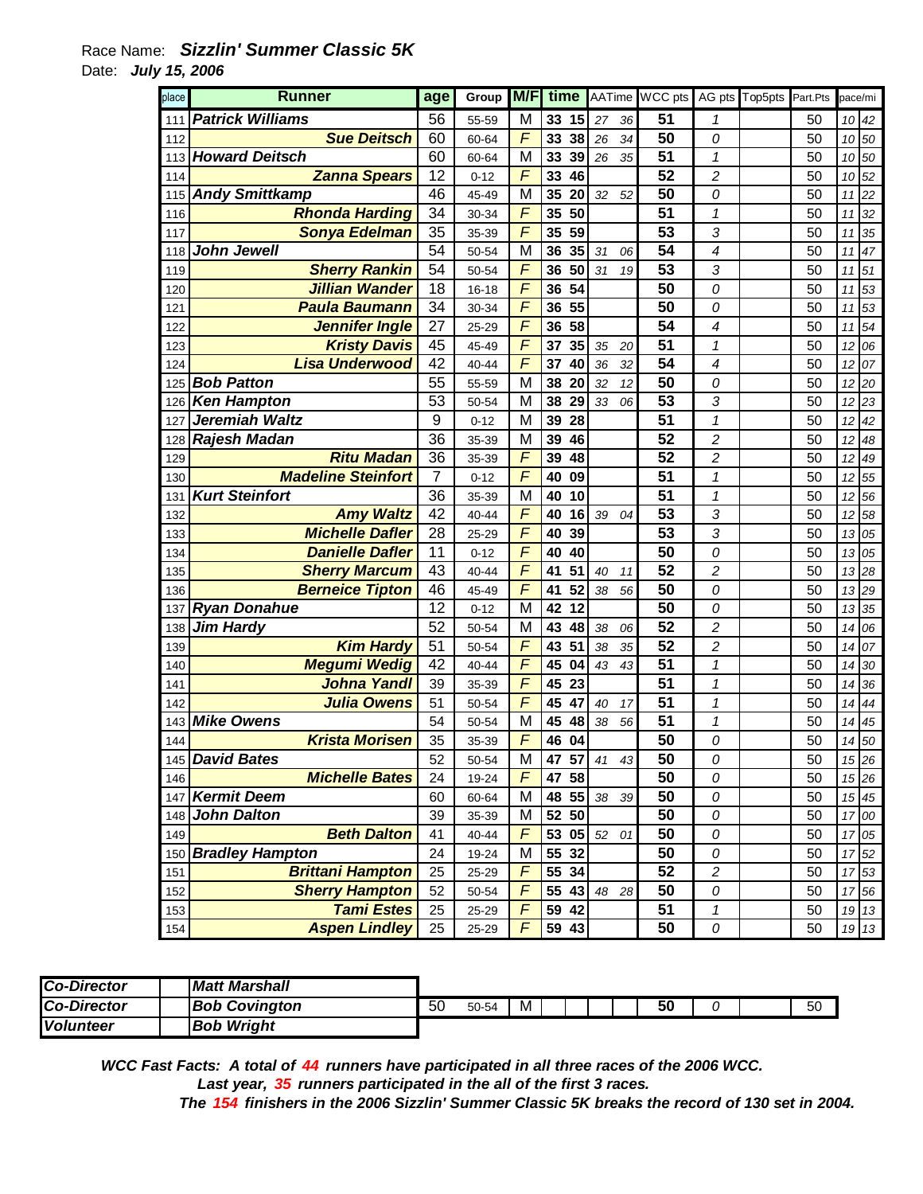Race Name: ***Sizzlin' Summer Classic 5K***

Date: ***July 15, 2006***

| place | Runner | age | Group | M/F | time | | AATime | | WCC pts | AG pts | Top5pts | Part.Pts | pace/mi | |
|---|---|---|---|---|---|---|---|---|---|---|---|---|---|---|
| 111 | Patrick Williams | 56 | 55-59 | M | 33 | 15 | 27 | 36 | 51 | 1 | | 50 | 10 | 42 |
| 112 | Sue Deitsch | 60 | 60-64 | F | 33 | 38 | 26 | 34 | 50 | 0 | | 50 | 10 | 50 |
| 113 | Howard Deitsch | 60 | 60-64 | M | 33 | 39 | 26 | 35 | 51 | 1 | | 50 | 10 | 50 |
| 114 | Zanna Spears | 12 | 0-12 | F | 33 | 46 | | | 52 | 2 | | 50 | 10 | 52 |
| 115 | Andy Smittkamp | 46 | 45-49 | M | 35 | 20 | 32 | 52 | 50 | 0 | | 50 | 11 | 22 |
| 116 | Rhonda Harding | 34 | 30-34 | F | 35 | 50 | | | 51 | 1 | | 50 | 11 | 32 |
| 117 | Sonya Edelman | 35 | 35-39 | F | 35 | 59 | | | 53 | 3 | | 50 | 11 | 35 |
| 118 | John Jewell | 54 | 50-54 | M | 36 | 35 | 31 | 06 | 54 | 4 | | 50 | 11 | 47 |
| 119 | Sherry Rankin | 54 | 50-54 | F | 36 | 50 | 31 | 19 | 53 | 3 | | 50 | 11 | 51 |
| 120 | Jillian Wander | 18 | 16-18 | F | 36 | 54 | | | 50 | 0 | | 50 | 11 | 53 |
| 121 | Paula Baumann | 34 | 30-34 | F | 36 | 55 | | | 50 | 0 | | 50 | 11 | 53 |
| 122 | Jennifer Ingle | 27 | 25-29 | F | 36 | 58 | | | 54 | 4 | | 50 | 11 | 54 |
| 123 | Kristy Davis | 45 | 45-49 | F | 37 | 35 | 35 | 20 | 51 | 1 | | 50 | 12 | 06 |
| 124 | Lisa Underwood | 42 | 40-44 | F | 37 | 40 | 36 | 32 | 54 | 4 | | 50 | 12 | 07 |
| 125 | Bob Patton | 55 | 55-59 | M | 38 | 20 | 32 | 12 | 50 | 0 | | 50 | 12 | 20 |
| 126 | Ken Hampton | 53 | 50-54 | M | 38 | 29 | 33 | 06 | 53 | 3 | | 50 | 12 | 23 |
| 127 | Jeremiah Waltz | 9 | 0-12 | M | 39 | 28 | | | 51 | 1 | | 50 | 12 | 42 |
| 128 | Rajesh Madan | 36 | 35-39 | M | 39 | 46 | | | 52 | 2 | | 50 | 12 | 48 |
| 129 | Ritu Madan | 36 | 35-39 | F | 39 | 48 | | | 52 | 2 | | 50 | 12 | 49 |
| 130 | Madeline Steinfort | 7 | 0-12 | F | 40 | 09 | | | 51 | 1 | | 50 | 12 | 55 |
| 131 | Kurt Steinfort | 36 | 35-39 | M | 40 | 10 | | | 51 | 1 | | 50 | 12 | 56 |
| 132 | Amy Waltz | 42 | 40-44 | F | 40 | 16 | 39 | 04 | 53 | 3 | | 50 | 12 | 58 |
| 133 | Michelle Dafler | 28 | 25-29 | F | 40 | 39 | | | 53 | 3 | | 50 | 13 | 05 |
| 134 | Danielle Dafler | 11 | 0-12 | F | 40 | 40 | | | 50 | 0 | | 50 | 13 | 05 |
| 135 | Sherry Marcum | 43 | 40-44 | F | 41 | 51 | 40 | 11 | 52 | 2 | | 50 | 13 | 28 |
| 136 | Berneice Tipton | 46 | 45-49 | F | 41 | 52 | 38 | 56 | 50 | 0 | | 50 | 13 | 29 |
| 137 | Ryan Donahue | 12 | 0-12 | M | 42 | 12 | | | 50 | 0 | | 50 | 13 | 35 |
| 138 | Jim Hardy | 52 | 50-54 | M | 43 | 48 | 38 | 06 | 52 | 2 | | 50 | 14 | 06 |
| 139 | Kim Hardy | 51 | 50-54 | F | 43 | 51 | 38 | 35 | 52 | 2 | | 50 | 14 | 07 |
| 140 | Megumi Wedig | 42 | 40-44 | F | 45 | 04 | 43 | 43 | 51 | 1 | | 50 | 14 | 30 |
| 141 | Johna Yandl | 39 | 35-39 | F | 45 | 23 | | | 51 | 1 | | 50 | 14 | 36 |
| 142 | Julia Owens | 51 | 50-54 | F | 45 | 47 | 40 | 17 | 51 | 1 | | 50 | 14 | 44 |
| 143 | Mike Owens | 54 | 50-54 | M | 45 | 48 | 38 | 56 | 51 | 1 | | 50 | 14 | 45 |
| 144 | Krista Morisen | 35 | 35-39 | F | 46 | 04 | | | 50 | 0 | | 50 | 14 | 50 |
| 145 | David Bates | 52 | 50-54 | M | 47 | 57 | 41 | 43 | 50 | 0 | | 50 | 15 | 26 |
| 146 | Michelle Bates | 24 | 19-24 | F | 47 | 58 | | | 50 | 0 | | 50 | 15 | 26 |
| 147 | Kermit Deem | 60 | 60-64 | M | 48 | 55 | 38 | 39 | 50 | 0 | | 50 | 15 | 45 |
| 148 | John Dalton | 39 | 35-39 | M | 52 | 50 | | | 50 | 0 | | 50 | 17 | 00 |
| 149 | Beth Dalton | 41 | 40-44 | F | 53 | 05 | 52 | 01 | 50 | 0 | | 50 | 17 | 05 |
| 150 | Bradley Hampton | 24 | 19-24 | M | 55 | 32 | | | 50 | 0 | | 50 | 17 | 52 |
| 151 | Brittani Hampton | 25 | 25-29 | F | 55 | 34 | | | 52 | 2 | | 50 | 17 | 53 |
| 152 | Sherry Hampton | 52 | 50-54 | F | 55 | 43 | 48 | 28 | 50 | 0 | | 50 | 17 | 56 |
| 153 | Tami Estes | 25 | 25-29 | F | 59 | 42 | | | 51 | 1 | | 50 | 19 | 13 |
| 154 | Aspen Lindley | 25 | 25-29 | F | 59 | 43 | | | 50 | 0 | | 50 | 19 | 13 |

| | | | | | | | | | | | | | |
|---|---|---|---|---|---|---|---|---|---|---|---|---|---|
| Co-Director | Matt Marshall | | | | | | | | | | | | |
| Co-Director | Bob Covington | 50 | 50-54 | M | | | | | 50 | 0 | | 50 | |
| Volunteer | Bob Wright | | | | | | | | | | | | |

***WCC Fast Facts: A total of 44 runners have participated in all three races of the 2006 WCC.***

***Last year, 35 runners participated in the all of the first 3 races.***

***The 154 finishers in the 2006 Sizzlin' Summer Classic 5K breaks the record of 130 set in 2004.***